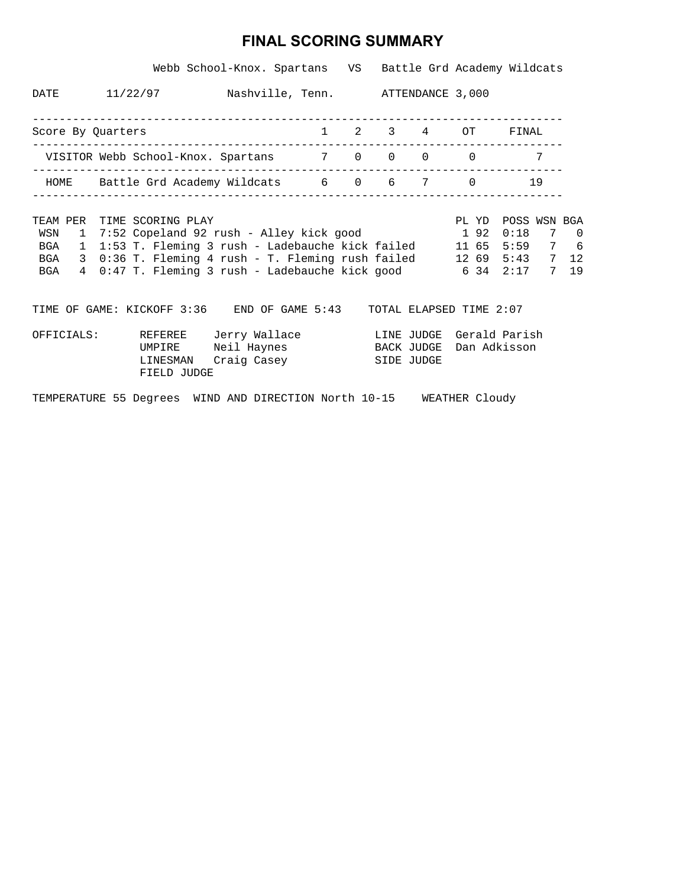# FINAL SCORING SUMMARY

Webb School-Knox. Spartans VS Battle Grd Academy Wildcats

DATE 11/22/97 Nashville, Tenn. ATTENDANCE 3,000

| Score By Quarters | | 1 | 2 | 3 | 4 | OT | FINAL |
|---|---|---|---|---|---|---|---|
| VISITOR | Webb School-Knox. Spartans | 7 | 0 | 0 | 0 | 0 | 7 |
| HOME | Battle Grd Academy Wildcats | 6 | 0 | 6 | 7 | 0 | 19 |

| TEAM | PER | TIME | SCORING PLAY | PL | YD | POSS | WSN | BGA |
|---|---|---|---|---|---|---|---|---|
| WSN | 1 | 7:52 | Copeland 92 rush - Alley kick good | 1 | 92 | 0:18 | 7 | 0 |
| BGA | 1 | 1:53 | T. Fleming 3 rush - Ladebauche kick failed | 11 | 65 | 5:59 | 7 | 6 |
| BGA | 3 | 0:36 | T. Fleming 4 rush - T. Fleming rush failed | 12 | 69 | 5:43 | 7 | 12 |
| BGA | 4 | 0:47 | T. Fleming 3 rush - Ladebauche kick good | 6 | 34 | 2:17 | 7 | 19 |

TIME OF GAME: KICKOFF 3:36 END OF GAME 5:43 TOTAL ELAPSED TIME 2:07

OFFICIALS:

| | | | |
|---|---|---|---|
| REFEREE | Jerry Wallace | LINE JUDGE | Gerald Parish |
| UMPIRE | Neil Haynes | BACK JUDGE | Dan Adkisson |
| LINESMAN | Craig Casey | SIDE JUDGE | |
| FIELD JUDGE | | | |

TEMPERATURE 55 Degrees WIND AND DIRECTION North 10-15 WEATHER Cloudy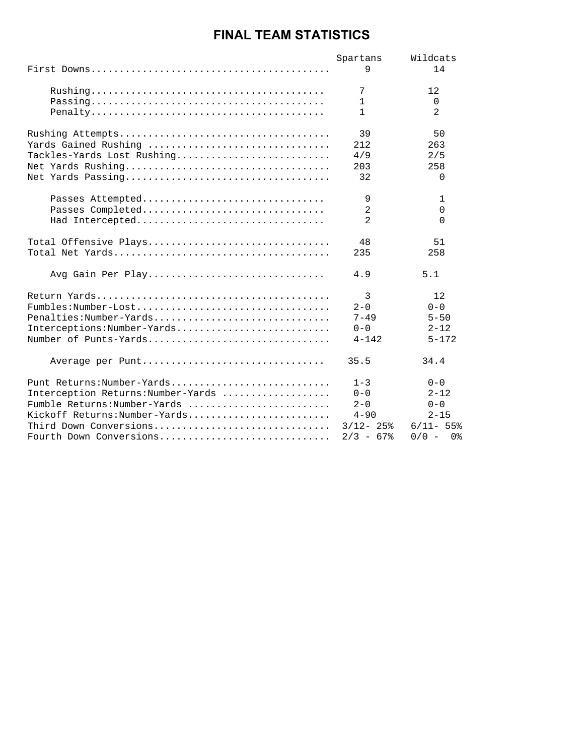# FINAL TEAM STATISTICS

| | Spartans | Wildcats |
|---|---|---|
| First Downs | 9 | 14 |
| Rushing | 7 | 12 |
| Passing | 1 | 0 |
| Penalty | 1 | 2 |
| Rushing Attempts | 39 | 50 |
| Yards Gained Rushing | 212 | 263 |
| Tackles-Yards Lost Rushing | 4/9 | 2/5 |
| Net Yards Rushing | 203 | 258 |
| Net Yards Passing | 32 | 0 |
| Passes Attempted | 9 | 1 |
| Passes Completed | 2 | 0 |
| Had Intercepted | 2 | 0 |
| Total Offensive Plays | 48 | 51 |
| Total Net Yards | 235 | 258 |
| Avg Gain Per Play | 4.9 | 5.1 |
| Return Yards | 3 | 12 |
| Fumbles:Number-Lost | 2-0 | 0-0 |
| Penalties:Number-Yards | 7-49 | 5-50 |
| Interceptions:Number-Yards | 0-0 | 2-12 |
| Number of Punts-Yards | 4-142 | 5-172 |
| Average per Punt | 35.5 | 34.4 |
| Punt Returns:Number-Yards | 1-3 | 0-0 |
| Interception Returns:Number-Yards | 0-0 | 2-12 |
| Fumble Returns:Number-Yards | 2-0 | 0-0 |
| Kickoff Returns:Number-Yards | 4-90 | 2-15 |
| Third Down Conversions | 3/12- 25% | 6/11- 55% |
| Fourth Down Conversions | 2/3 - 67% | 0/0 - 0% |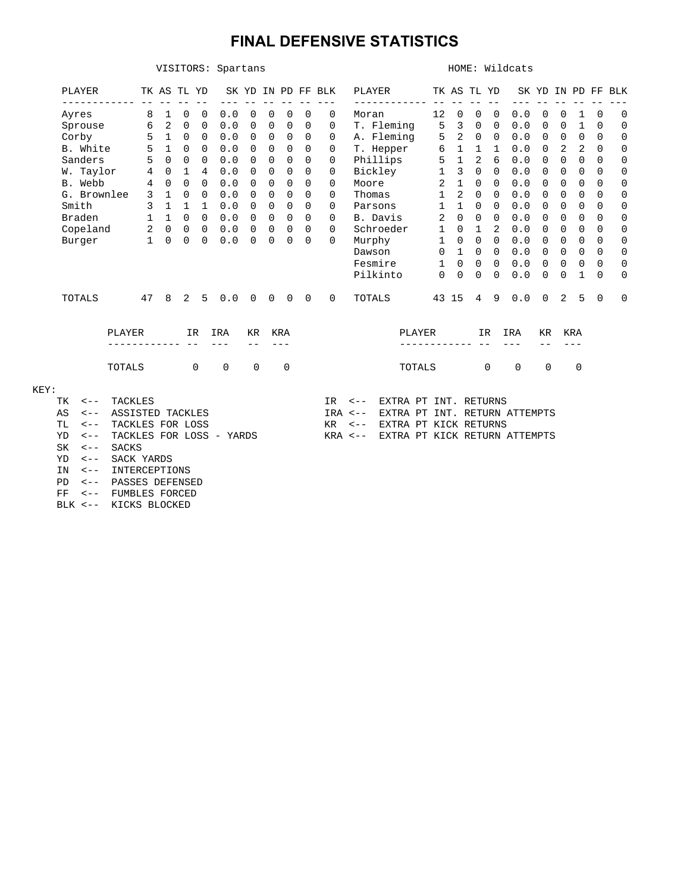# FINAL DEFENSIVE STATISTICS

VISITORS: Spartans

| PLAYER | TK | AS | TL | YD | SK | YD | IN | PD | FF | BLK |
|---|---|---|---|---|---|---|---|---|---|---|
| Ayres | 8 | 1 | 0 | 0 | 0.0 | 0 | 0 | 0 | 0 | 0 |
| Sprouse | 6 | 2 | 0 | 0 | 0.0 | 0 | 0 | 0 | 0 | 0 |
| Corby | 5 | 1 | 0 | 0 | 0.0 | 0 | 0 | 0 | 0 | 0 |
| B. White | 5 | 1 | 0 | 0 | 0.0 | 0 | 0 | 0 | 0 | 0 |
| Sanders | 5 | 0 | 0 | 0 | 0.0 | 0 | 0 | 0 | 0 | 0 |
| W. Taylor | 4 | 0 | 1 | 4 | 0.0 | 0 | 0 | 0 | 0 | 0 |
| B. Webb | 4 | 0 | 0 | 0 | 0.0 | 0 | 0 | 0 | 0 | 0 |
| G. Brownlee | 3 | 1 | 0 | 0 | 0.0 | 0 | 0 | 0 | 0 | 0 |
| Smith | 3 | 1 | 1 | 1 | 0.0 | 0 | 0 | 0 | 0 | 0 |
| Braden | 1 | 1 | 0 | 0 | 0.0 | 0 | 0 | 0 | 0 | 0 |
| Copeland | 2 | 0 | 0 | 0 | 0.0 | 0 | 0 | 0 | 0 | 0 |
| Burger | 1 | 0 | 0 | 0 | 0.0 | 0 | 0 | 0 | 0 | 0 |
| TOTALS | 47 | 8 | 2 | 5 | 0.0 | 0 | 0 | 0 | 0 | 0 |

HOME: Wildcats

| PLAYER | TK | AS | TL | YD | SK | YD | IN | PD | FF | BLK |
|---|---|---|---|---|---|---|---|---|---|---|
| Moran | 12 | 0 | 0 | 0 | 0.0 | 0 | 0 | 1 | 0 | 0 |
| T. Fleming | 5 | 3 | 0 | 0 | 0.0 | 0 | 0 | 1 | 0 | 0 |
| A. Fleming | 5 | 2 | 0 | 0 | 0.0 | 0 | 0 | 0 | 0 | 0 |
| T. Hepper | 6 | 1 | 1 | 1 | 0.0 | 0 | 2 | 2 | 0 | 0 |
| Phillips | 5 | 1 | 2 | 6 | 0.0 | 0 | 0 | 0 | 0 | 0 |
| Bickley | 1 | 3 | 0 | 0 | 0.0 | 0 | 0 | 0 | 0 | 0 |
| Moore | 2 | 1 | 0 | 0 | 0.0 | 0 | 0 | 0 | 0 | 0 |
| Thomas | 1 | 2 | 0 | 0 | 0.0 | 0 | 0 | 0 | 0 | 0 |
| Parsons | 1 | 1 | 0 | 0 | 0.0 | 0 | 0 | 0 | 0 | 0 |
| B. Davis | 2 | 0 | 0 | 0 | 0.0 | 0 | 0 | 0 | 0 | 0 |
| Schroeder | 1 | 0 | 1 | 2 | 0.0 | 0 | 0 | 0 | 0 | 0 |
| Murphy | 1 | 0 | 0 | 0 | 0.0 | 0 | 0 | 0 | 0 | 0 |
| Dawson | 0 | 1 | 0 | 0 | 0.0 | 0 | 0 | 0 | 0 | 0 |
| Fesmire | 1 | 0 | 0 | 0 | 0.0 | 0 | 0 | 0 | 0 | 0 |
| Pilkinto | 0 | 0 | 0 | 0 | 0.0 | 0 | 0 | 1 | 0 | 0 |
| TOTALS | 43 | 15 | 4 | 9 | 0.0 | 0 | 2 | 5 | 0 | 0 |

Visitors:

| PLAYER | IR | IRA | KR | KRA |
|---|---|---|---|---|
| TOTALS | 0 | 0 | 0 | 0 |

Home:

| PLAYER | IR | IRA | KR | KRA |
|---|---|---|---|---|
| TOTALS | 0 | 0 | 0 | 0 |

KEY:

- TK <-- TACKLES
- AS <-- ASSISTED TACKLES
- TL <-- TACKLES FOR LOSS
- YD <-- TACKLES FOR LOSS - YARDS
- SK <-- SACKS
- YD <-- SACK YARDS
- IN <-- INTERCEPTIONS
- PD <-- PASSES DEFENSED
- FF <-- FUMBLES FORCED
- BLK <-- KICKS BLOCKED
- IR <-- EXTRA PT INT. RETURNS
- IRA <-- EXTRA PT INT. RETURN ATTEMPTS
- KR <-- EXTRA PT KICK RETURNS
- KRA <-- EXTRA PT KICK RETURN ATTEMPTS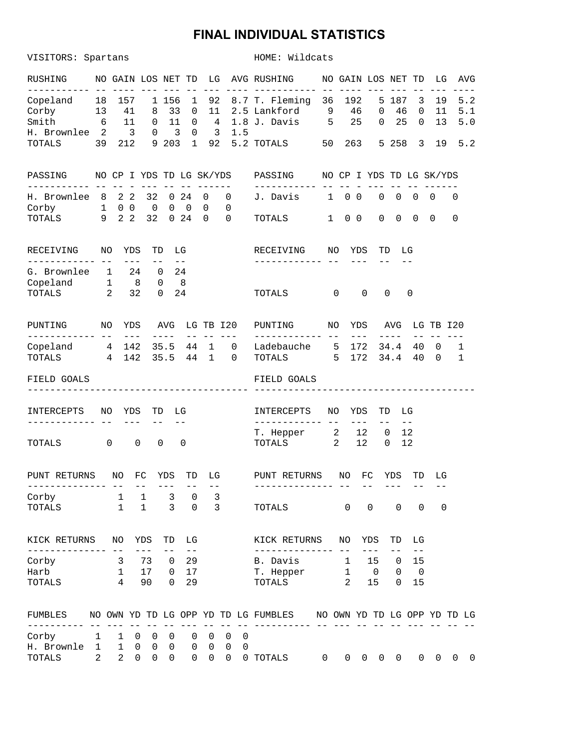# FINAL INDIVIDUAL STATISTICS

VISITORS: Spartans

HOME: Wildcats

## Rushing

| RUSHING | NO | GAIN | LOS | NET | TD | LG | AVG |
|---|---|---|---|---|---|---|---|
| Copeland | 18 | 157 | 1 | 156 | 1 | 92 | 8.7 |
| Corby | 13 | 41 | 8 | 33 | 0 | 11 | 2.5 |
| Smith | 6 | 11 | 0 | 11 | 0 | 4 | 1.8 |
| H. Brownlee | 2 | 3 | 0 | 3 | 0 | 3 | 1.5 |
| TOTALS | 39 | 212 | 9 | 203 | 1 | 92 | 5.2 |

| RUSHING | NO | GAIN | LOS | NET | TD | LG | AVG |
|---|---|---|---|---|---|---|---|
| T. Fleming | 36 | 192 | 5 | 187 | 3 | 19 | 5.2 |
| Lankford | 9 | 46 | 0 | 46 | 0 | 11 | 5.1 |
| J. Davis | 5 | 25 | 0 | 25 | 0 | 13 | 5.0 |
| TOTALS | 50 | 263 | 5 | 258 | 3 | 19 | 5.2 |

## Passing

| PASSING | NO | CP | I | YDS | TD | LG | SK/YDS | |
|---|---|---|---|---|---|---|---|---|
| H. Brownlee | 8 | 2 | 2 | 32 | 0 | 24 | 0 | 0 |
| Corby | 1 | 0 | 0 | 0 | 0 | 0 | 0 | 0 |
| TOTALS | 9 | 2 | 2 | 32 | 0 | 24 | 0 | 0 |

| PASSING | NO | CP | I | YDS | TD | LG | SK/YDS | |
|---|---|---|---|---|---|---|---|---|
| J. Davis | 1 | 0 | 0 | 0 | 0 | 0 | 0 | 0 |
| TOTALS | 1 | 0 | 0 | 0 | 0 | 0 | 0 | 0 |

## Receiving

| RECEIVING | NO | YDS | TD | LG |
|---|---|---|---|---|
| G. Brownlee | 1 | 24 | 0 | 24 |
| Copeland | 1 | 8 | 0 | 8 |
| TOTALS | 2 | 32 | 0 | 24 |

| RECEIVING | NO | YDS | TD | LG |
|---|---|---|---|---|
| TOTALS | 0 | 0 | 0 | 0 |

## Punting

| PUNTING | NO | YDS | AVG | LG | TB | I20 |
|---|---|---|---|---|---|---|
| Copeland | 4 | 142 | 35.5 | 44 | 1 | 0 |
| TOTALS | 4 | 142 | 35.5 | 44 | 1 | 0 |

| PUNTING | NO | YDS | AVG | LG | TB | I20 |
|---|---|---|---|---|---|---|
| Ladebauche | 5 | 172 | 34.4 | 40 | 0 | 1 |
| TOTALS | 5 | 172 | 34.4 | 40 | 0 | 1 |

## Field Goals

FIELD GOALS

FIELD GOALS

## Intercepts

| INTERCEPTS | NO | YDS | TD | LG |
|---|---|---|---|---|
| TOTALS | 0 | 0 | 0 | 0 |

| INTERCEPTS | NO | YDS | TD | LG |
|---|---|---|---|---|
| T. Hepper | 2 | 12 | 0 | 12 |
| TOTALS | 2 | 12 | 0 | 12 |

## Punt Returns

| PUNT RETURNS | NO | FC | YDS | TD | LG |
|---|---|---|---|---|---|
| Corby | 1 | 1 | 3 | 0 | 3 |
| TOTALS | 1 | 1 | 3 | 0 | 3 |

| PUNT RETURNS | NO | FC | YDS | TD | LG |
|---|---|---|---|---|---|
| TOTALS | 0 | 0 | 0 | 0 | 0 |

## Kick Returns

| KICK RETURNS | NO | YDS | TD | LG |
|---|---|---|---|---|
| Corby | 3 | 73 | 0 | 29 |
| Harb | 1 | 17 | 0 | 17 |
| TOTALS | 4 | 90 | 0 | 29 |

| KICK RETURNS | NO | YDS | TD | LG |
|---|---|---|---|---|
| B. Davis | 1 | 15 | 0 | 15 |
| T. Hepper | 1 | 0 | 0 | 0 |
| TOTALS | 2 | 15 | 0 | 15 |

## Fumbles

| FUMBLES | NO | OWN | YD | TD | LG | OPP | YD | TD | LG |
|---|---|---|---|---|---|---|---|---|---|
| Corby | 1 | 1 | 0 | 0 | 0 | 0 | 0 | 0 | 0 |
| H. Brownle | 1 | 1 | 0 | 0 | 0 | 0 | 0 | 0 | 0 |
| TOTALS | 2 | 2 | 0 | 0 | 0 | 0 | 0 | 0 | 0 |

| FUMBLES | NO | OWN | YD | TD | LG | OPP | YD | TD | LG |
|---|---|---|---|---|---|---|---|---|---|
| TOTALS | 0 | 0 | 0 | 0 | 0 | 0 | 0 | 0 | 0 |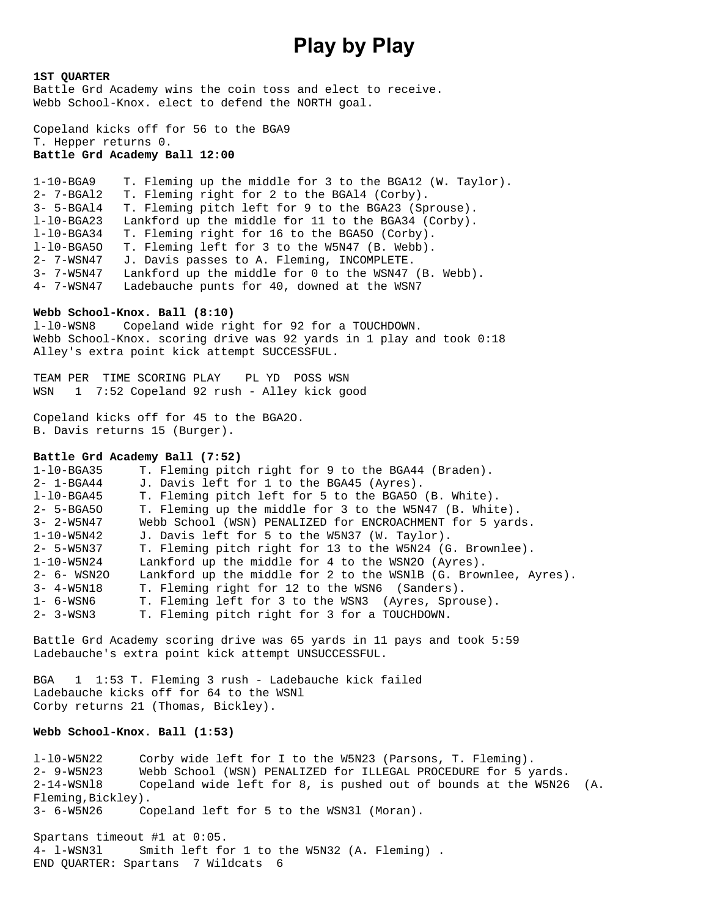# Play by Play

**1ST QUARTER**

Battle Grd Academy wins the coin toss and elect to receive.
Webb School-Knox. elect to defend the NORTH goal.

Copeland kicks off for 56 to the BGA9
T. Hepper returns 0.
**Battle Grd Academy Ball 12:00**

```
1-10-BGA9    T. Fleming up the middle for 3 to the BGA12 (W. Taylor).
2- 7-BGAl2   T. Fleming right for 2 to the BGAl4 (Corby).
3- 5-BGAl4   T. Fleming pitch left for 9 to the BGA23 (Sprouse).
l-l0-BGA23   Lankford up the middle for 11 to the BGA34 (Corby).
l-l0-BGA34   T. Fleming right for 16 to the BGA5O (Corby).
l-l0-BGA5O   T. Fleming left for 3 to the W5N47 (B. Webb).
2- 7-WSN47   J. Davis passes to A. Fleming, INCOMPLETE.
3- 7-W5N47   Lankford up the middle for 0 to the WSN47 (B. Webb).
4- 7-WSN47   Ladebauche punts for 40, downed at the WSN7
```

**Webb School-Knox. Ball (8:10)**

```
l-l0-WSN8    Copeland wide right for 92 for a TOUCHDOWN.
```

Webb School-Knox. scoring drive was 92 yards in 1 play and took 0:18
Alley's extra point kick attempt SUCCESSFUL.

```
TEAM PER  TIME SCORING PLAY    PL YD  POSS WSN
WSN   1  7:52 Copeland 92 rush - Alley kick good
```

Copeland kicks off for 45 to the BGA2O.
B. Davis returns 15 (Burger).

**Battle Grd Academy Ball (7:52)**

```
1-l0-BGA35      T. Fleming pitch right for 9 to the BGA44 (Braden).
2- 1-BGA44      J. Davis left for 1 to the BGA45 (Ayres).
l-l0-BGA45      T. Fleming pitch left for 5 to the BGA5O (B. White).
2- 5-BGA5O      T. Fleming up the middle for 3 to the W5N47 (B. White).
3- 2-W5N47      Webb School (WSN) PENALIZED for ENCROACHMENT for 5 yards.
1-10-W5N42      J. Davis left for 5 to the W5N37 (W. Taylor).
2- 5-W5N37      T. Fleming pitch right for 13 to the W5N24 (G. Brownlee).
1-10-W5N24      Lankford up the middle for 4 to the WSN2O (Ayres).
2- 6- WSN2O     Lankford up the middle for 2 to the WSNlB (G. Brownlee, Ayres).
3- 4-W5N18      T. Fleming right for 12 to the WSN6  (Sanders).
1- 6-WSN6       T. Fleming left for 3 to the WSN3  (Ayres, Sprouse).
2- 3-WSN3       T. Fleming pitch right for 3 for a TOUCHDOWN.
```

Battle Grd Academy scoring drive was 65 yards in 11 pays and took 5:59
Ladebauche's extra point kick attempt UNSUCCESSFUL.

```
BGA   1  1:53 T. Fleming 3 rush - Ladebauche kick failed
```

Ladebauche kicks off for 64 to the WSNl
Corby returns 21 (Thomas, Bickley).

**Webb School-Knox. Ball (1:53)**

```
l-l0-W5N22      Corby wide left for I to the W5N23 (Parsons, T. Fleming).
2- 9-W5N23      Webb School (WSN) PENALIZED for ILLEGAL PROCEDURE for 5 yards.
2-14-WSNl8      Copeland wide left for 8, is pushed out of bounds at the W5N26  (A.
Fleming,Bickley).
3- 6-W5N26      Copeland left for 5 to the WSN3l (Moran).
```

Spartans timeout #1 at 0:05.

```
4- l-WSN3l      Smith left for 1 to the W5N32 (A. Fleming) .
```

END QUARTER: Spartans  7 Wildcats  6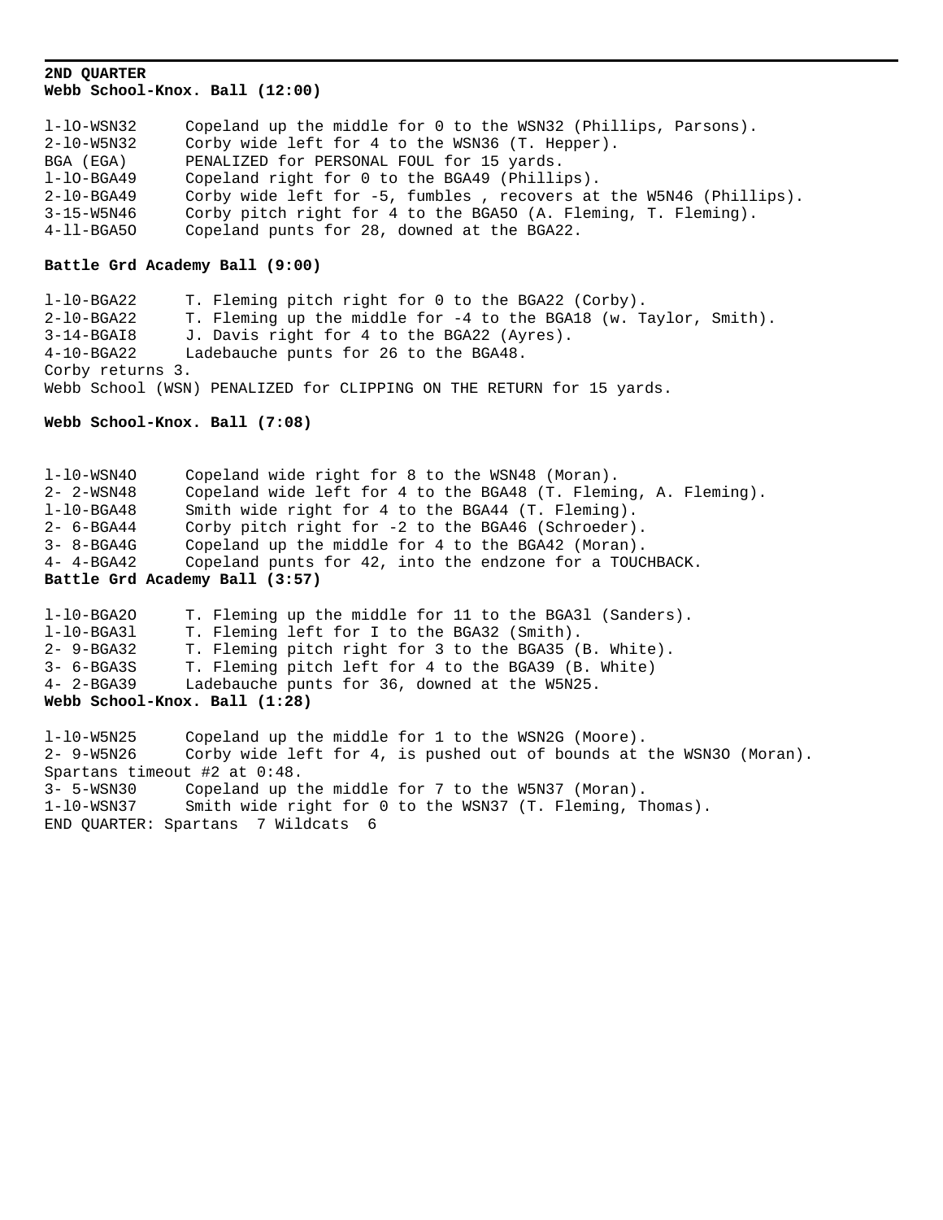**2ND QUARTER**
**Webb School-Knox. Ball (12:00)**

```
l-lO-WSN32      Copeland up the middle for 0 to the WSN32 (Phillips, Parsons).
2-l0-W5N32      Corby wide left for 4 to the WSN36 (T. Hepper).
BGA (EGA)       PENALIZED for PERSONAL FOUL for 15 yards.
l-lO-BGA49      Copeland right for 0 to the BGA49 (Phillips).
2-l0-BGA49      Corby wide left for -5, fumbles , recovers at the W5N46 (Phillips).
3-15-W5N46      Corby pitch right for 4 to the BGA5O (A. Fleming, T. Fleming).
4-ll-BGA5O      Copeland punts for 28, downed at the BGA22.
```

**Battle Grd Academy Ball (9:00)**

```
l-l0-BGA22      T. Fleming pitch right for 0 to the BGA22 (Corby).
2-l0-BGA22      T. Fleming up the middle for -4 to the BGA18 (w. Taylor, Smith).
3-14-BGAI8      J. Davis right for 4 to the BGA22 (Ayres).
4-10-BGA22      Ladebauche punts for 26 to the BGA48.
Corby returns 3.
Webb School (WSN) PENALIZED for CLIPPING ON THE RETURN for 15 yards.
```

**Webb School-Knox. Ball (7:08)**

```
l-l0-WSN4O      Copeland wide right for 8 to the WSN48 (Moran).
2- 2-WSN48      Copeland wide left for 4 to the BGA48 (T. Fleming, A. Fleming).
l-l0-BGA48      Smith wide right for 4 to the BGA44 (T. Fleming).
2- 6-BGA44      Corby pitch right for -2 to the BGA46 (Schroeder).
3- 8-BGA4G      Copeland up the middle for 4 to the BGA42 (Moran).
4- 4-BGA42      Copeland punts for 42, into the endzone for a TOUCHBACK.
```

**Battle Grd Academy Ball (3:57)**

```
l-l0-BGA2O      T. Fleming up the middle for 11 to the BGA3l (Sanders).
l-l0-BGA3l      T. Fleming left for I to the BGA32 (Smith).
2- 9-BGA32      T. Fleming pitch right for 3 to the BGA35 (B. White).
3- 6-BGA3S      T. Fleming pitch left for 4 to the BGA39 (B. White)
4- 2-BGA39      Ladebauche punts for 36, downed at the W5N25.
```

**Webb School-Knox. Ball (1:28)**

```
l-l0-W5N25      Copeland up the middle for 1 to the WSN2G (Moore).
2- 9-W5N26      Corby wide left for 4, is pushed out of bounds at the WSN3O (Moran).
Spartans timeout #2 at 0:48.
3- 5-WSN30      Copeland up the middle for 7 to the W5N37 (Moran).
1-l0-WSN37      Smith wide right for 0 to the WSN37 (T. Fleming, Thomas).
END QUARTER: Spartans  7 Wildcats  6
```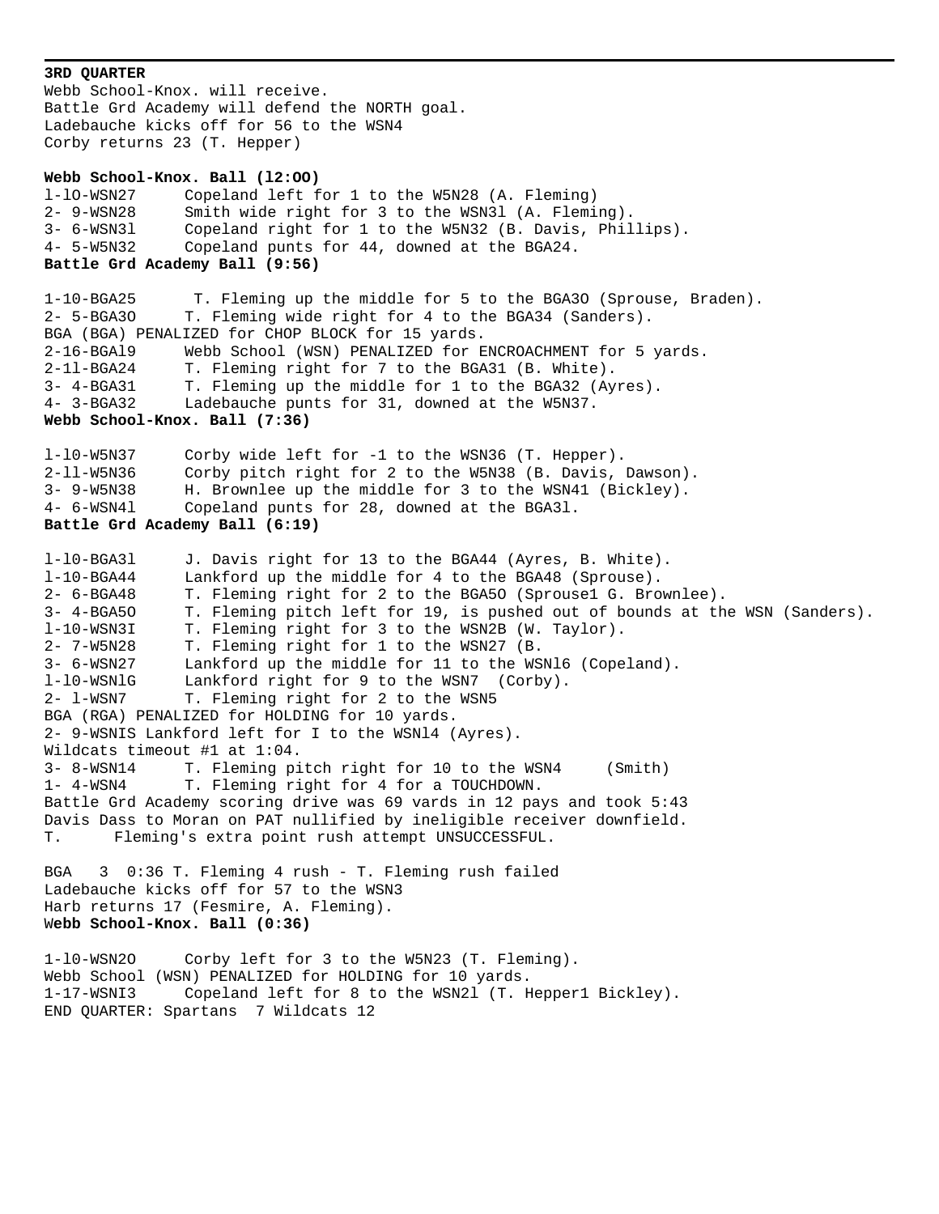**3RD QUARTER**

Webb School-Knox. will receive.
Battle Grd Academy will defend the NORTH goal.
Ladebauche kicks off for 56 to the WSN4
Corby returns 23 (T. Hepper)

**Webb School-Knox. Ball (l2:OO)**

```
l-lO-WSN27      Copeland left for 1 to the W5N28 (A. Fleming)
2- 9-WSN28      Smith wide right for 3 to the WSN3l (A. Fleming).
3- 6-WSN3l      Copeland right for 1 to the W5N32 (B. Davis, Phillips).
4- 5-W5N32      Copeland punts for 44, downed at the BGA24.
```

**Battle Grd Academy Ball (9:56)**

```
1-10-BGA25       T. Fleming up the middle for 5 to the BGA3O (Sprouse, Braden).
2- 5-BGA3O      T. Fleming wide right for 4 to the BGA34 (Sanders).
BGA (BGA) PENALIZED for CHOP BLOCK for 15 yards.
2-16-BGAl9      Webb School (WSN) PENALIZED for ENCROACHMENT for 5 yards.
2-1l-BGA24      T. Fleming right for 7 to the BGA31 (B. White).
3- 4-BGA31      T. Fleming up the middle for 1 to the BGA32 (Ayres).
4- 3-BGA32      Ladebauche punts for 31, downed at the W5N37.
```

**Webb School-Knox. Ball (7:36)**

```
l-l0-W5N37      Corby wide left for -1 to the WSN36 (T. Hepper).
2-1l-W5N36      Corby pitch right for 2 to the W5N38 (B. Davis, Dawson).
3- 9-W5N38      H. Brownlee up the middle for 3 to the WSN41 (Bickley).
4- 6-WSN4l      Copeland punts for 28, downed at the BGA3l.
```

**Battle Grd Academy Ball (6:19)**

```
l-l0-BGA3l      J. Davis right for 13 to the BGA44 (Ayres, B. White).
l-10-BGA44      Lankford up the middle for 4 to the BGA48 (Sprouse).
2- 6-BGA48      T. Fleming right for 2 to the BGA5O (Sprouse1 G. Brownlee).
3- 4-BGA5O      T. Fleming pitch left for 19, is pushed out of bounds at the WSN (Sanders).
l-10-WSN3I      T. Fleming right for 3 to the WSN2B (W. Taylor).
2- 7-W5N28      T. Fleming right for 1 to the WSN27 (B.
3- 6-WSN27      Lankford up the middle for 11 to the WSNl6 (Copeland).
l-l0-WSNlG      Lankford right for 9 to the WSN7  (Corby).
2- l-WSN7       T. Fleming right for 2 to the WSN5
BGA (RGA) PENALIZED for HOLDING for 10 yards.
2- 9-WSNIS Lankford left for I to the WSNl4 (Ayres).
Wildcats timeout #1 at 1:04.
3- 8-WSN14      T. Fleming pitch right for 10 to the WSN4     (Smith)
1- 4-WSN4       T. Fleming right for 4 for a TOUCHDOWN.
Battle Grd Academy scoring drive was 69 vards in 12 pays and took 5:43
Davis Dass to Moran on PAT nullified by ineligible receiver downfield.
T.      Fleming's extra point rush attempt UNSUCCESSFUL.
```

BGA   3  0:36 T. Fleming 4 rush - T. Fleming rush failed
Ladebauche kicks off for 57 to the WSN3
Harb returns 17 (Fesmire, A. Fleming).

**Webb School-Knox. Ball (0:36)**

```
1-l0-WSN2O      Corby left for 3 to the W5N23 (T. Fleming).
Webb School (WSN) PENALIZED for HOLDING for 10 yards.
1-17-WSNI3      Copeland left for 8 to the WSN2l (T. Hepper1 Bickley).
```

END QUARTER: Spartans  7 Wildcats 12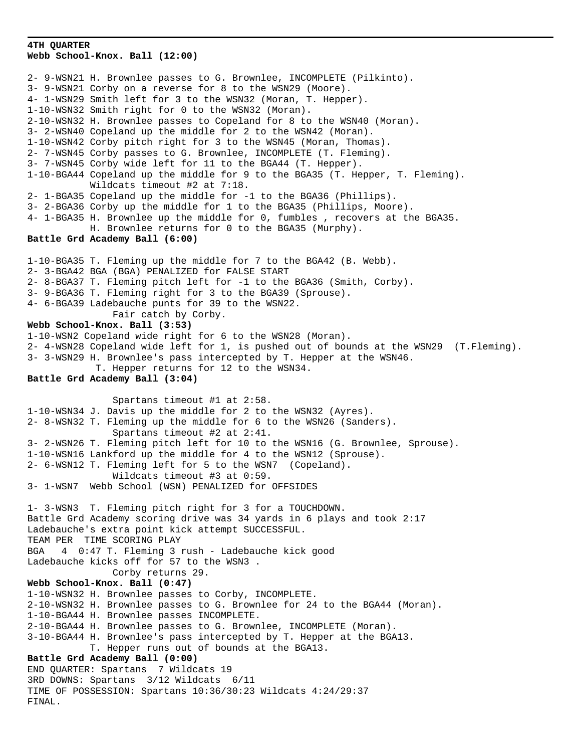**4TH QUARTER**
**Webb School-Knox. Ball (12:00)**

2- 9-WSN21 H. Brownlee passes to G. Brownlee, INCOMPLETE (Pilkinto).
3- 9-WSN21 Corby on a reverse for 8 to the WSN29 (Moore).
4- 1-WSN29 Smith left for 3 to the WSN32 (Moran, T. Hepper).
1-10-WSN32 Smith right for 0 to the WSN32 (Moran).
2-10-WSN32 H. Brownlee passes to Copeland for 8 to the WSN40 (Moran).
3- 2-WSN40 Copeland up the middle for 2 to the WSN42 (Moran).
1-10-WSN42 Corby pitch right for 3 to the WSN45 (Moran, Thomas).
2- 7-WSN45 Corby passes to G. Brownlee, INCOMPLETE (T. Fleming).
3- 7-WSN45 Corby wide left for 11 to the BGA44 (T. Hepper).
1-10-BGA44 Copeland up the middle for 9 to the BGA35 (T. Hepper, T. Fleming).
Wildcats timeout #2 at 7:18.
2- 1-BGA35 Copeland up the middle for -1 to the BGA36 (Phillips).
3- 2-BGA36 Corby up the middle for 1 to the BGA35 (Phillips, Moore).
4- 1-BGA35 H. Brownlee up the middle for 0, fumbles , recovers at the BGA35.
H. Brownlee returns for 0 to the BGA35 (Murphy).
**Battle Grd Academy Ball (6:00)**

1-10-BGA35 T. Fleming up the middle for 7 to the BGA42 (B. Webb).
2- 3-BGA42 BGA (BGA) PENALIZED for FALSE START
2- 8-BGA37 T. Fleming pitch left for -1 to the BGA36 (Smith, Corby).
3- 9-BGA36 T. Fleming right for 3 to the BGA39 (Sprouse).
4- 6-BGA39 Ladebauche punts for 39 to the WSN22.
Fair catch by Corby.
**Webb School-Knox. Ball (3:53)**
1-10-WSN2 Copeland wide right for 6 to the WSN28 (Moran).
2- 4-WSN28 Copeland wide left for 1, is pushed out of bounds at the WSN29 (T.Fleming).
3- 3-WSN29 H. Brownlee's pass intercepted by T. Hepper at the WSN46.
T. Hepper returns for 12 to the WSN34.
**Battle Grd Academy Ball (3:04)**

Spartans timeout #1 at 2:58.
1-10-WSN34 J. Davis up the middle for 2 to the WSN32 (Ayres).
2- 8-WSN32 T. Fleming up the middle for 6 to the WSN26 (Sanders).
Spartans timeout #2 at 2:41.
3- 2-WSN26 T. Fleming pitch left for 10 to the WSN16 (G. Brownlee, Sprouse).
1-10-WSN16 Lankford up the middle for 4 to the WSN12 (Sprouse).
2- 6-WSN12 T. Fleming left for 5 to the WSN7 (Copeland).
Wildcats timeout #3 at 0:59.
3- 1-WSN7 Webb School (WSN) PENALIZED for OFFSIDES

1- 3-WSN3 T. Fleming pitch right for 3 for a TOUCHDOWN.
Battle Grd Academy scoring drive was 34 yards in 6 plays and took 2:17
Ladebauche's extra point kick attempt SUCCESSFUL.
TEAM PER TIME SCORING PLAY
BGA 4 0:47 T. Fleming 3 rush - Ladebauche kick good
Ladebauche kicks off for 57 to the WSN3 .
Corby returns 29.
**Webb School-Knox. Ball (0:47)**
1-10-WSN32 H. Brownlee passes to Corby, INCOMPLETE.
2-10-WSN32 H. Brownlee passes to G. Brownlee for 24 to the BGA44 (Moran).
1-10-BGA44 H. Brownlee passes INCOMPLETE.
2-10-BGA44 H. Brownlee passes to G. Brownlee, INCOMPLETE (Moran).
3-10-BGA44 H. Brownlee's pass intercepted by T. Hepper at the BGA13.
T. Hepper runs out of bounds at the BGA13.
**Battle Grd Academy Ball (0:00)**
END QUARTER: Spartans 7 Wildcats 19
3RD DOWNS: Spartans 3/12 Wildcats 6/11
TIME OF POSSESSION: Spartans 10:36/30:23 Wildcats 4:24/29:37
FINAL.